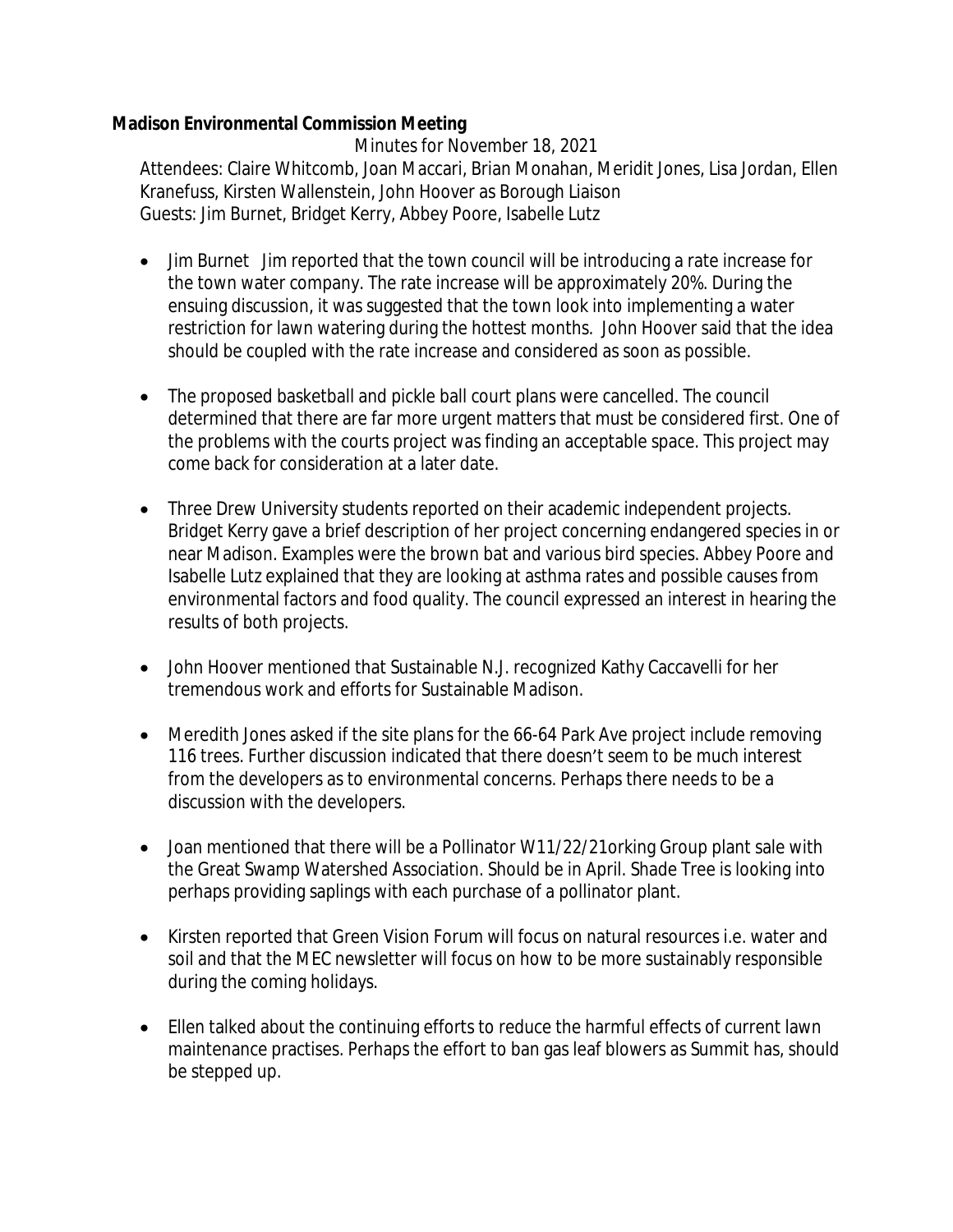**Madison Environmental Commission Meeting**

Minutes for November 18, 2021

Attendees: Claire Whitcomb, Joan Maccari, Brian Monahan, Meridit Jones, Lisa Jordan, Ellen Kranefuss, Kirsten Wallenstein, John Hoover as Borough Liaison
Guests: Jim Burnet, Bridget Kerry, Abbey Poore, Isabelle Lutz

- Jim Burnet Jim reported that the town council will be introducing a rate increase for the town water company. The rate increase will be approximately 20%. During the ensuing discussion, it was suggested that the town look into implementing a water restriction for lawn watering during the hottest months. John Hoover said that the idea should be coupled with the rate increase and considered as soon as possible.

- The proposed basketball and pickle ball court plans were cancelled. The council determined that there are far more urgent matters that must be considered first. One of the problems with the courts project was finding an acceptable space. This project may come back for consideration at a later date.

- Three Drew University students reported on their academic independent projects. Bridget Kerry gave a brief description of her project concerning endangered species in or near Madison. Examples were the brown bat and various bird species. Abbey Poore and Isabelle Lutz explained that they are looking at asthma rates and possible causes from environmental factors and food quality. The council expressed an interest in hearing the results of both projects.

- John Hoover mentioned that Sustainable N.J. recognized Kathy Caccavelli for her tremendous work and efforts for Sustainable Madison.

- Meredith Jones asked if the site plans for the 66-64 Park Ave project include removing 116 trees. Further discussion indicated that there doesn't seem to be much interest from the developers as to environmental concerns. Perhaps there needs to be a discussion with the developers.

- Joan mentioned that there will be a Pollinator W11/22/21orking Group plant sale with the Great Swamp Watershed Association. Should be in April. Shade Tree is looking into perhaps providing saplings with each purchase of a pollinator plant.

- Kirsten reported that Green Vision Forum will focus on natural resources i.e. water and soil and that the MEC newsletter will focus on how to be more sustainably responsible during the coming holidays.

- Ellen talked about the continuing efforts to reduce the harmful effects of current lawn maintenance practises. Perhaps the effort to ban gas leaf blowers as Summit has, should be stepped up.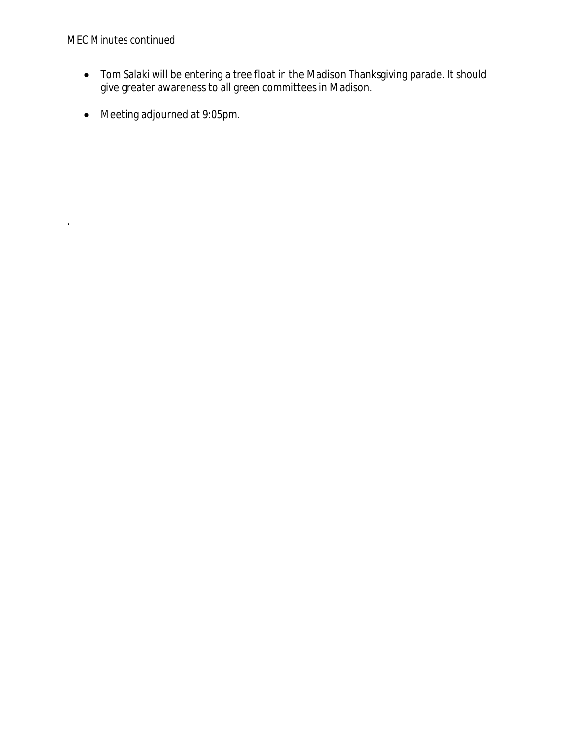MEC Minutes continued

- Tom Salaki will be entering a tree float in the Madison Thanksgiving parade. It should give greater awareness to all green committees in Madison.

- Meeting adjourned at 9:05pm.

.